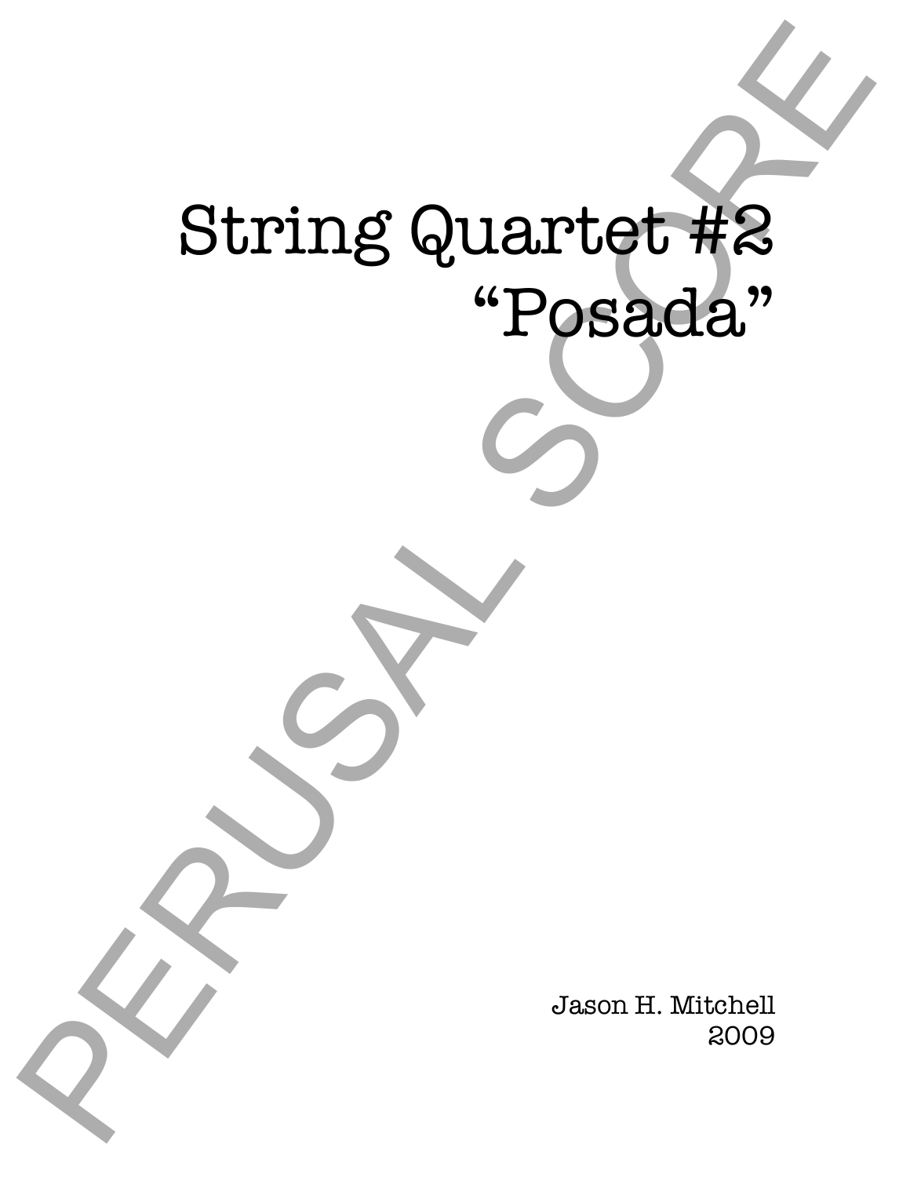# String Quartet #2
# "Posada"

PERUSAL SCORE

Jason H. Mitchell
2009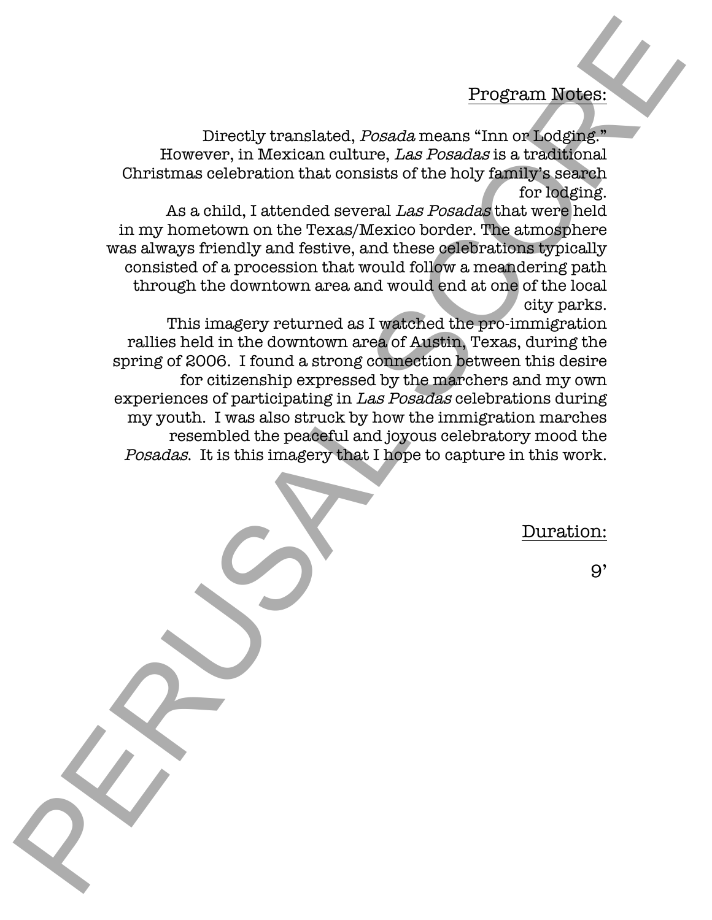## Program Notes:

Directly translated, *Posada* means "Inn or Lodging." However, in Mexican culture, *Las Posadas* is a traditional Christmas celebration that consists of the holy family's search for lodging.

As a child, I attended several *Las Posadas* that were held in my hometown on the Texas/Mexico border. The atmosphere was always friendly and festive, and these celebrations typically consisted of a procession that would follow a meandering path through the downtown area and would end at one of the local city parks.

This imagery returned as I watched the pro-immigration rallies held in the downtown area of Austin, Texas, during the spring of 2006. I found a strong connection between this desire for citizenship expressed by the marchers and my own experiences of participating in *Las Posadas* celebrations during my youth. I was also struck by how the immigration marches resembled the peaceful and joyous celebratory mood the *Posadas*. It is this imagery that I hope to capture in this work.

## Duration:

9'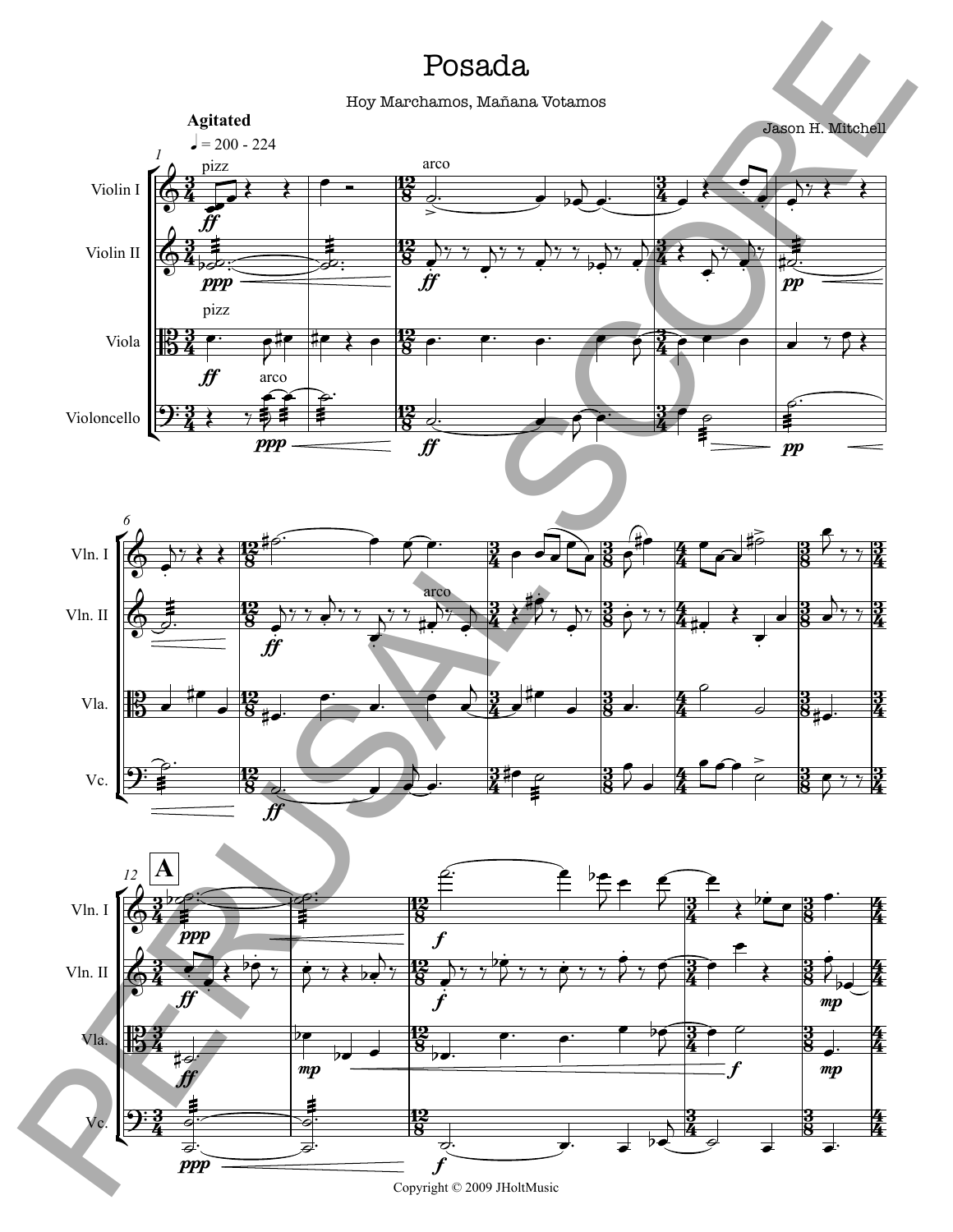# Posada

Hoy Marchamos, Mañana Votamos

Jason H. Mitchell

**Agitated**

♩ = 200 - 224

Copyright © 2009 JHoltMusic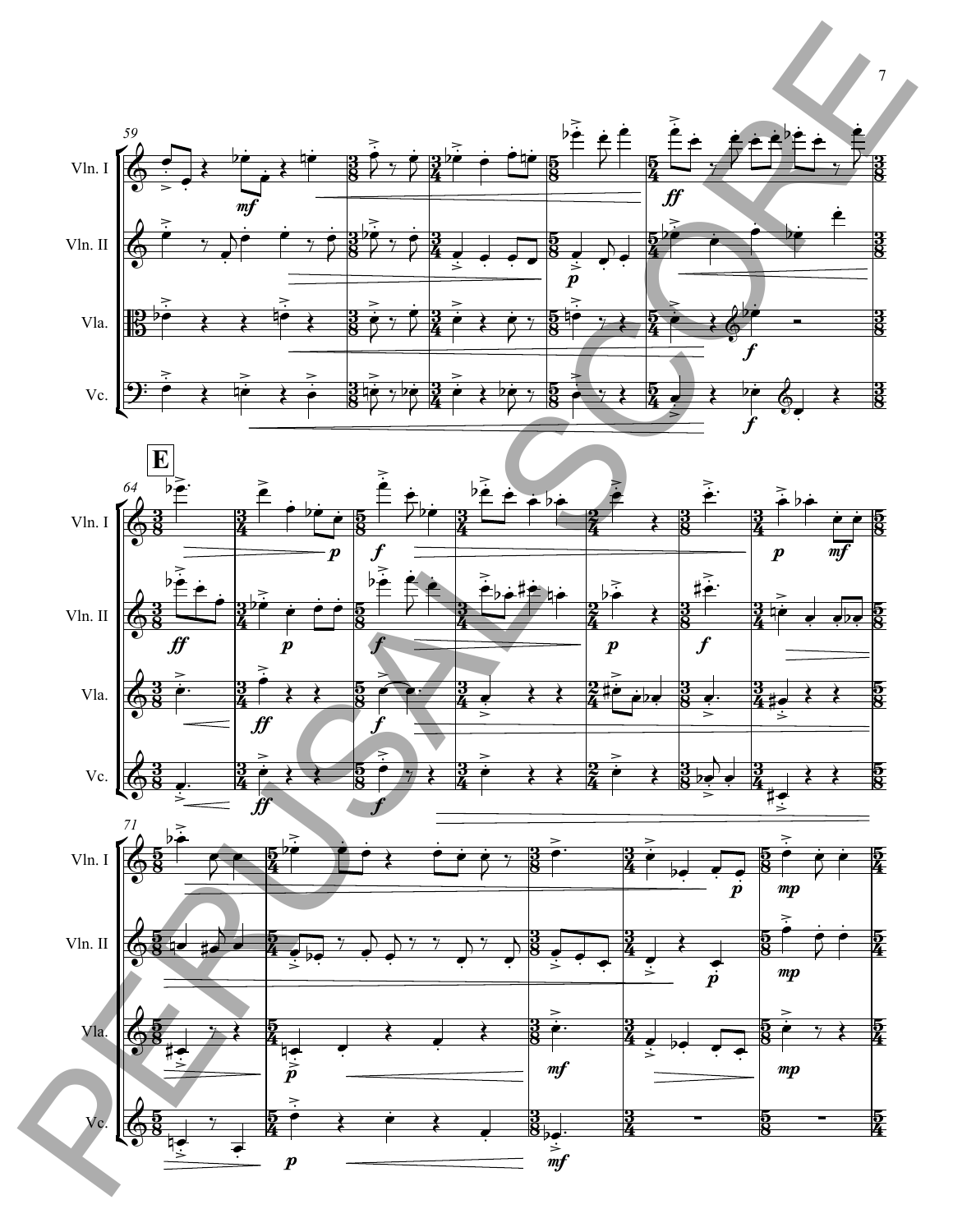Vln. I

Vln. II

Vla.

Vc.

E